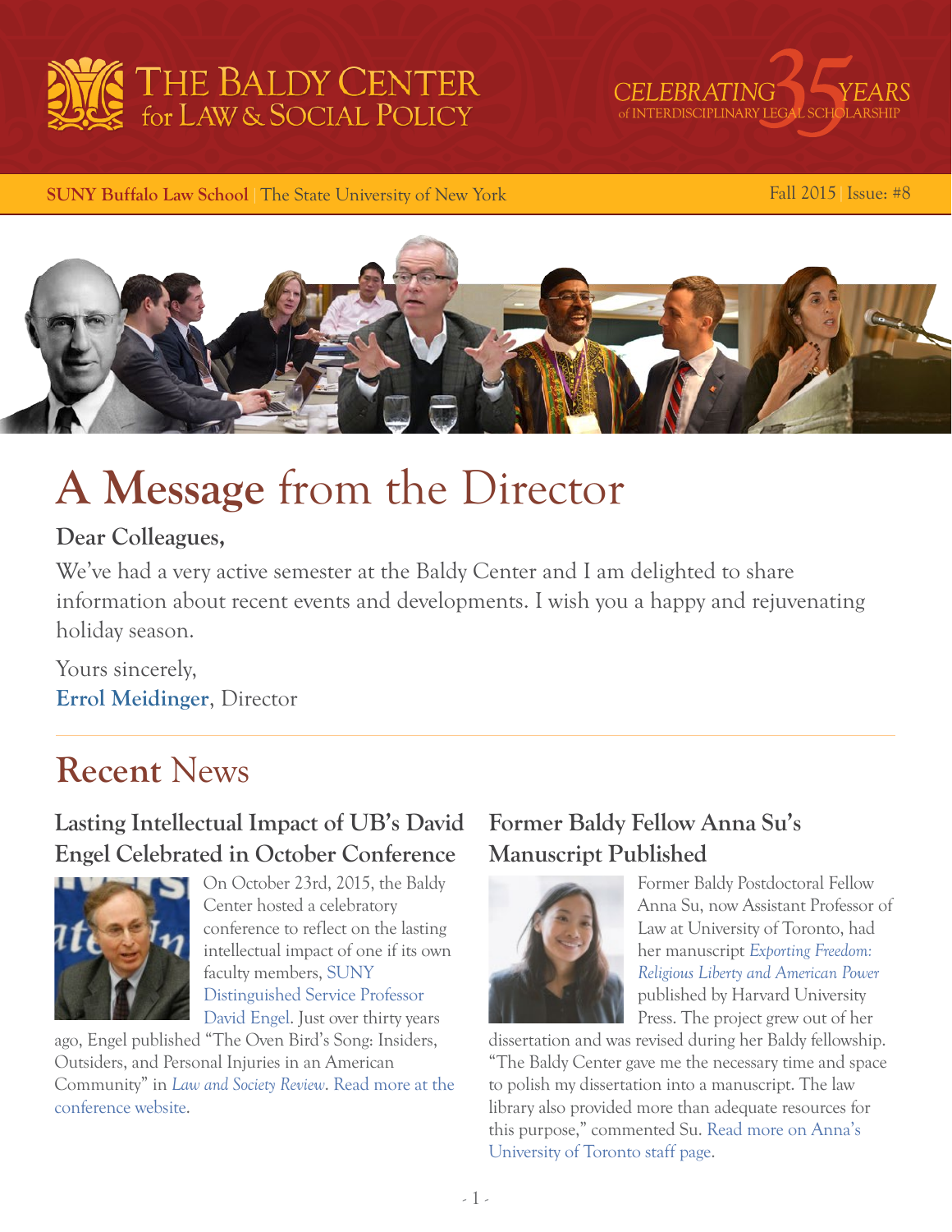# THE BALDY CENTER for LAW & SOCIAL POLICY

CELEBRATING 35 YEARS of INTERDISCIPLINARY LEGAL SCHOLARSHIP

**SUNY Buffalo Law School** | The State University of New York

Fall 2015 | Issue: #8

# A Message from the Director

**Dear Colleagues,**

We've had a very active semester at the Baldy Center and I am delighted to share information about recent events and developments. I wish you a happy and rejuvenating holiday season.

Yours sincerely,
**Errol Meidinger**, Director

## Recent News

### Lasting Intellectual Impact of UB's David Engel Celebrated in October Conference

On October 23rd, 2015, the Baldy Center hosted a celebratory conference to reflect on the lasting intellectual impact of one if its own faculty members, SUNY Distinguished Service Professor David Engel. Just over thirty years ago, Engel published "The Oven Bird's Song: Insiders, Outsiders, and Personal Injuries in an American Community" in *Law and Society Review*. Read more at the conference website.

### Former Baldy Fellow Anna Su's Manuscript Published

Former Baldy Postdoctoral Fellow Anna Su, now Assistant Professor of Law at University of Toronto, had her manuscript *Exporting Freedom: Religious Liberty and American Power* published by Harvard University Press. The project grew out of her dissertation and was revised during her Baldy fellowship. "The Baldy Center gave me the necessary time and space to polish my dissertation into a manuscript. The law library also provided more than adequate resources for this purpose," commented Su. Read more on Anna's University of Toronto staff page.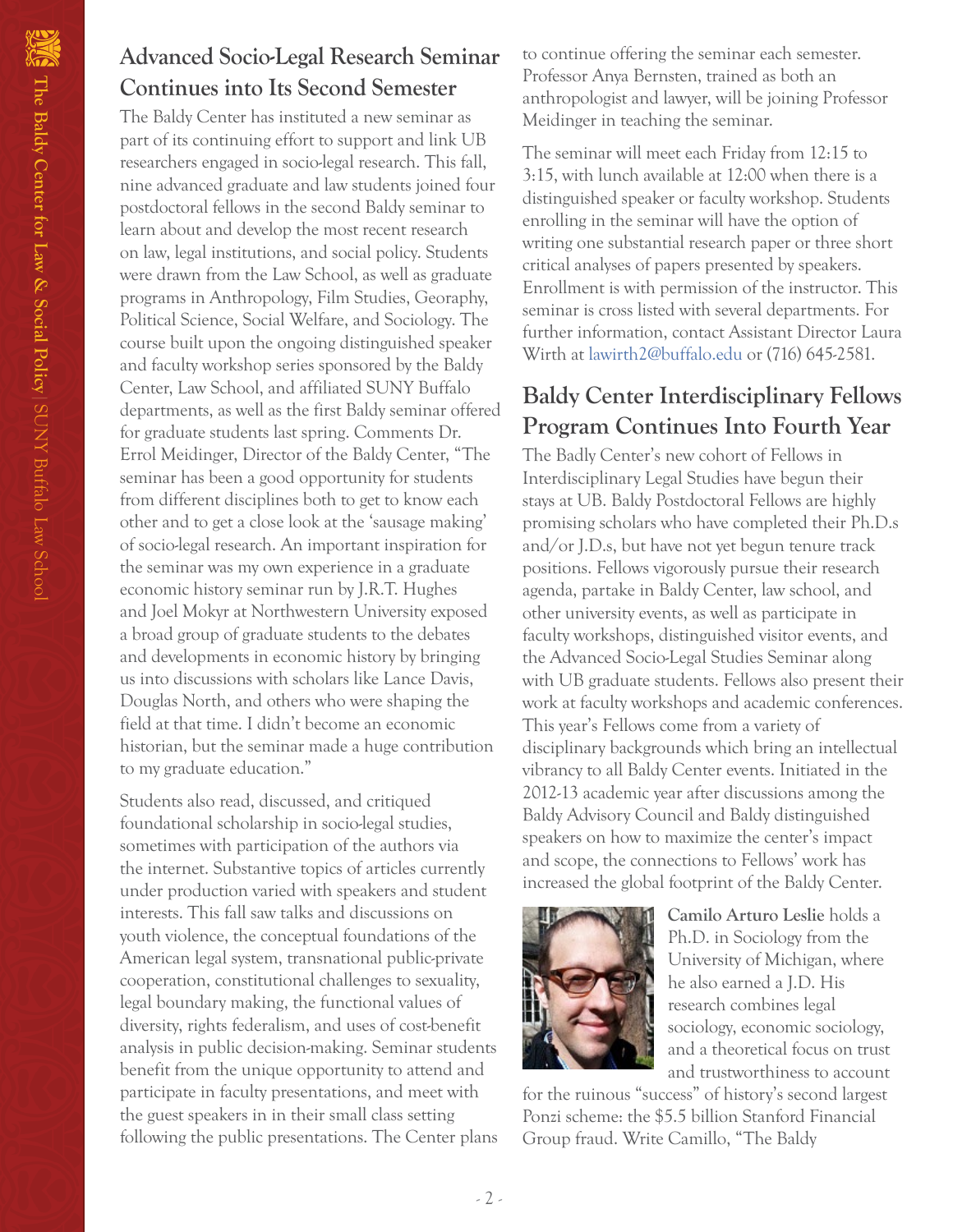## Advanced Socio-Legal Research Seminar Continues into Its Second Semester

The Baldy Center has instituted a new seminar as part of its continuing effort to support and link UB researchers engaged in socio-legal research. This fall, nine advanced graduate and law students joined four postdoctoral fellows in the second Baldy seminar to learn about and develop the most recent research on law, legal institutions, and social policy. Students were drawn from the Law School, as well as graduate programs in Anthropology, Film Studies, Georaphy, Political Science, Social Welfare, and Sociology. The course built upon the ongoing distinguished speaker and faculty workshop series sponsored by the Baldy Center, Law School, and affiliated SUNY Buffalo departments, as well as the first Baldy seminar offered for graduate students last spring. Comments Dr. Errol Meidinger, Director of the Baldy Center, "The seminar has been a good opportunity for students from different disciplines both to get to know each other and to get a close look at the 'sausage making' of socio-legal research. An important inspiration for the seminar was my own experience in a graduate economic history seminar run by J.R.T. Hughes and Joel Mokyr at Northwestern University exposed a broad group of graduate students to the debates and developments in economic history by bringing us into discussions with scholars like Lance Davis, Douglas North, and others who were shaping the field at that time. I didn't become an economic historian, but the seminar made a huge contribution to my graduate education."

Students also read, discussed, and critiqued foundational scholarship in socio-legal studies, sometimes with participation of the authors via the internet. Substantive topics of articles currently under production varied with speakers and student interests. This fall saw talks and discussions on youth violence, the conceptual foundations of the American legal system, transnational public-private cooperation, constitutional challenges to sexuality, legal boundary making, the functional values of diversity, rights federalism, and uses of cost-benefit analysis in public decision-making. Seminar students benefit from the unique opportunity to attend and participate in faculty presentations, and meet with the guest speakers in in their small class setting following the public presentations. The Center plans to continue offering the seminar each semester. Professor Anya Bernsten, trained as both an anthropologist and lawyer, will be joining Professor Meidinger in teaching the seminar.

The seminar will meet each Friday from 12:15 to 3:15, with lunch available at 12:00 when there is a distinguished speaker or faculty workshop. Students enrolling in the seminar will have the option of writing one substantial research paper or three short critical analyses of papers presented by speakers. Enrollment is with permission of the instructor. This seminar is cross listed with several departments. For further information, contact Assistant Director Laura Wirth at lawirth2@buffalo.edu or (716) 645-2581.

## Baldy Center Interdisciplinary Fellows Program Continues Into Fourth Year

The Badly Center's new cohort of Fellows in Interdisciplinary Legal Studies have begun their stays at UB. Baldy Postdoctoral Fellows are highly promising scholars who have completed their Ph.D.s and/or J.D.s, but have not yet begun tenure track positions. Fellows vigorously pursue their research agenda, partake in Baldy Center, law school, and other university events, as well as participate in faculty workshops, distinguished visitor events, and the Advanced Socio-Legal Studies Seminar along with UB graduate students. Fellows also present their work at faculty workshops and academic conferences. This year's Fellows come from a variety of disciplinary backgrounds which bring an intellectual vibrancy to all Baldy Center events. Initiated in the 2012-13 academic year after discussions among the Baldy Advisory Council and Baldy distinguished speakers on how to maximize the center's impact and scope, the connections to Fellows' work has increased the global footprint of the Baldy Center.

**Camilo Arturo Leslie** holds a Ph.D. in Sociology from the University of Michigan, where he also earned a J.D. His research combines legal sociology, economic sociology, and a theoretical focus on trust and trustworthiness to account for the ruinous "success" of history's second largest Ponzi scheme: the $5.5 billion Stanford Financial Group fraud. Write Camillo, "The Baldy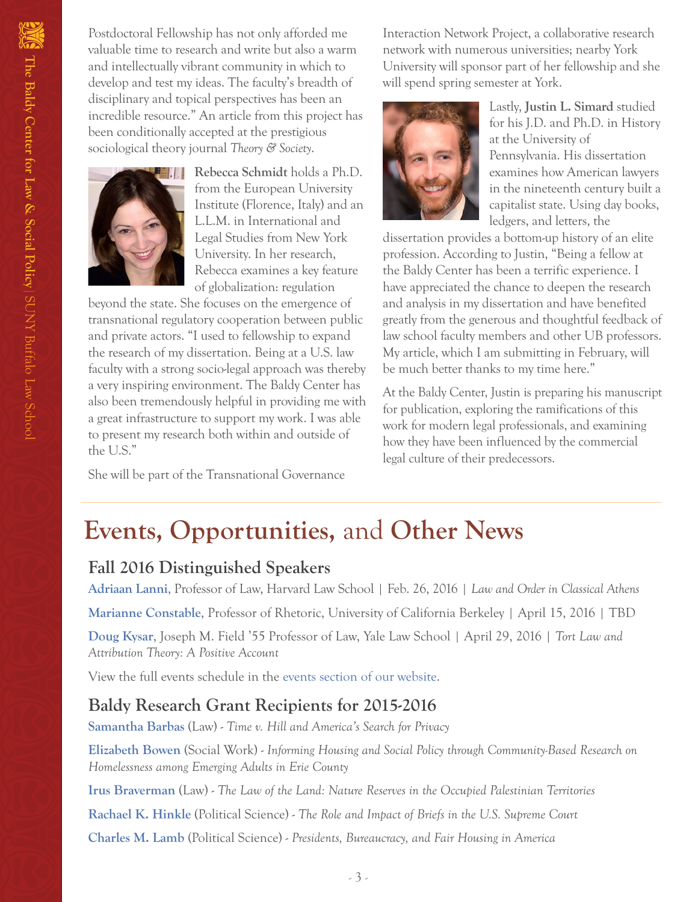Postdoctoral Fellowship has not only afforded me valuable time to research and write but also a warm and intellectually vibrant community in which to develop and test my ideas. The faculty's breadth of disciplinary and topical perspectives has been an incredible resource." An article from this project has been conditionally accepted at the prestigious sociological theory journal *Theory & Society*.

**Rebecca Schmidt** holds a Ph.D. from the European University Institute (Florence, Italy) and an L.L.M. in International and Legal Studies from New York University. In her research, Rebecca examines a key feature of globalization: regulation beyond the state. She focuses on the emergence of transnational regulatory cooperation between public and private actors. "I used to fellowship to expand the research of my dissertation. Being at a U.S. law faculty with a strong socio-legal approach was thereby a very inspiring environment. The Baldy Center has also been tremendously helpful in providing me with a great infrastructure to support my work. I was able to present my research both within and outside of the U.S."

She will be part of the Transnational Governance Interaction Network Project, a collaborative research network with numerous universities; nearby York University will sponsor part of her fellowship and she will spend spring semester at York.

Lastly, **Justin L. Simard** studied for his J.D. and Ph.D. in History at the University of Pennsylvania. His dissertation examines how American lawyers in the nineteenth century built a capitalist state. Using day books, ledgers, and letters, the dissertation provides a bottom-up history of an elite profession. According to Justin, "Being a fellow at the Baldy Center has been a terrific experience. I have appreciated the chance to deepen the research and analysis in my dissertation and have benefited greatly from the generous and thoughtful feedback of law school faculty members and other UB professors. My article, which I am submitting in February, will be much better thanks to my time here."

At the Baldy Center, Justin is preparing his manuscript for publication, exploring the ramifications of this work for modern legal professionals, and examining how they have been influenced by the commercial legal culture of their predecessors.

# Events, Opportunities, and Other News

## Fall 2016 Distinguished Speakers

**Adriaan Lanni**, Professor of Law, Harvard Law School | Feb. 26, 2016 | *Law and Order in Classical Athens*

**Marianne Constable**, Professor of Rhetoric, University of California Berkeley | April 15, 2016 | TBD

**Doug Kysar**, Joseph M. Field '55 Professor of Law, Yale Law School | April 29, 2016 | *Tort Law and Attribution Theory: A Positive Account*

View the full events schedule in the events section of our website.

## Baldy Research Grant Recipients for 2015-2016

**Samantha Barbas** (Law) - *Time v. Hill and America's Search for Privacy*

**Elizabeth Bowen** (Social Work) - *Informing Housing and Social Policy through Community-Based Research on Homelessness among Emerging Adults in Erie County*

**Irus Braverman** (Law) - *The Law of the Land: Nature Reserves in the Occupied Palestinian Territories*

**Rachael K. Hinkle** (Political Science) - *The Role and Impact of Briefs in the U.S. Supreme Court*

**Charles M. Lamb** (Political Science) - *Presidents, Bureaucracy, and Fair Housing in America*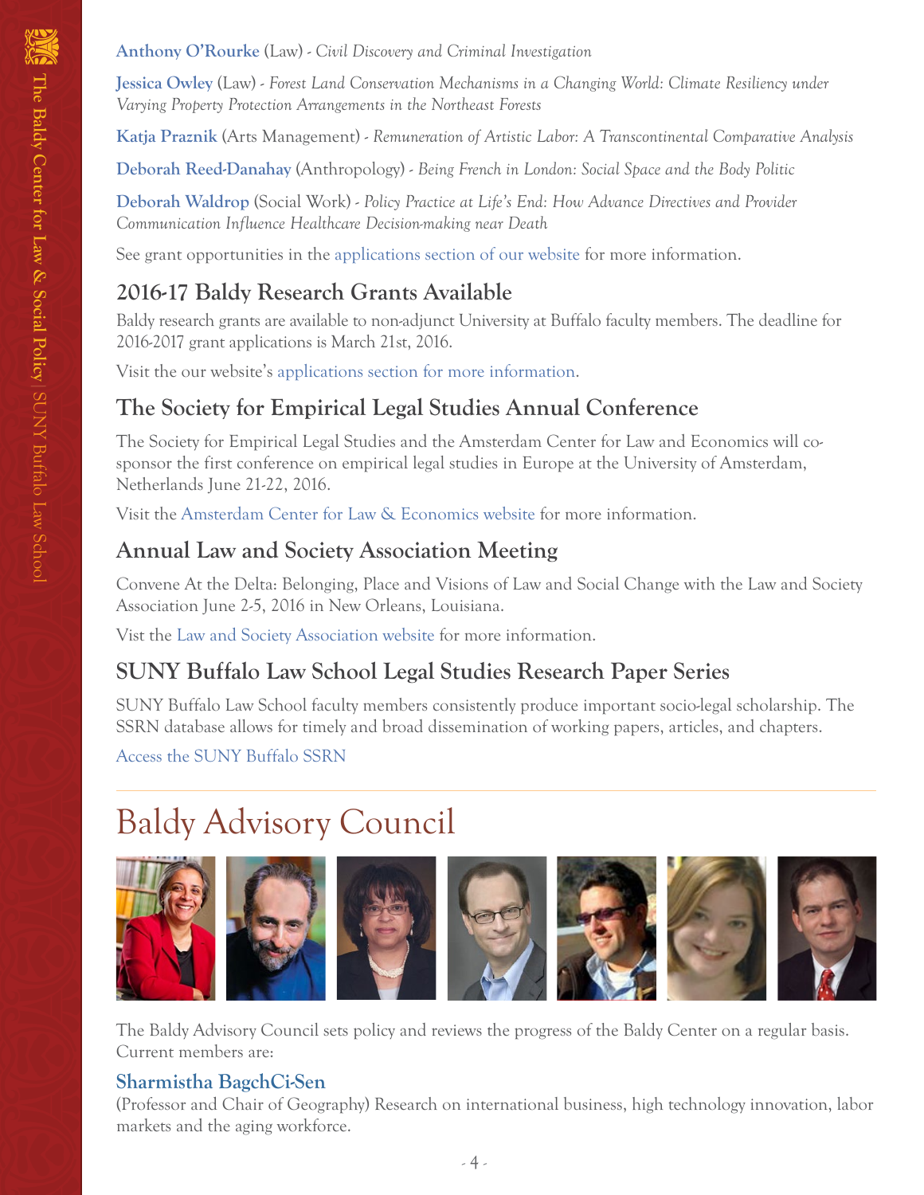**Anthony O'Rourke** (Law) - *Civil Discovery and Criminal Investigation*

**Jessica Owley** (Law) - *Forest Land Conservation Mechanisms in a Changing World: Climate Resiliency under Varying Property Protection Arrangements in the Northeast Forests*

**Katja Praznik** (Arts Management) - *Remuneration of Artistic Labor: A Transcontinental Comparative Analysis*

**Deborah Reed-Danahay** (Anthropology) - *Being French in London: Social Space and the Body Politic*

**Deborah Waldrop** (Social Work) - *Policy Practice at Life's End: How Advance Directives and Provider Communication Influence Healthcare Decision-making near Death*

See grant opportunities in the applications section of our website for more information.

## 2016-17 Baldy Research Grants Available

Baldy research grants are available to non-adjunct University at Buffalo faculty members. The deadline for 2016-2017 grant applications is March 21st, 2016.

Visit the our website's applications section for more information.

## The Society for Empirical Legal Studies Annual Conference

The Society for Empirical Legal Studies and the Amsterdam Center for Law and Economics will co-sponsor the first conference on empirical legal studies in Europe at the University of Amsterdam, Netherlands June 21-22, 2016.

Visit the Amsterdam Center for Law & Economics website for more information.

## Annual Law and Society Association Meeting

Convene At the Delta: Belonging, Place and Visions of Law and Social Change with the Law and Society Association June 2-5, 2016 in New Orleans, Louisiana.

Vist the Law and Society Association website for more information.

## SUNY Buffalo Law School Legal Studies Research Paper Series

SUNY Buffalo Law School faculty members consistently produce important socio-legal scholarship. The SSRN database allows for timely and broad dissemination of working papers, articles, and chapters.

Access the SUNY Buffalo SSRN

# Baldy Advisory Council

The Baldy Advisory Council sets policy and reviews the progress of the Baldy Center on a regular basis. Current members are:

### Sharmistha BagchCi-Sen

(Professor and Chair of Geography) Research on international business, high technology innovation, labor markets and the aging workforce.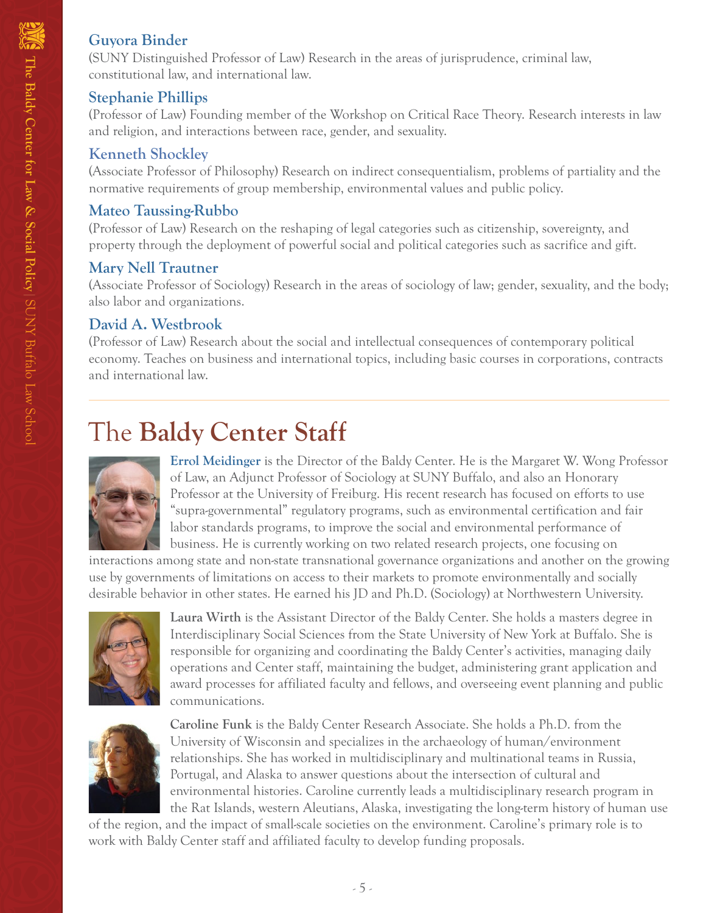### Guyora Binder

(SUNY Distinguished Professor of Law) Research in the areas of jurisprudence, criminal law, constitutional law, and international law.

### Stephanie Phillips

(Professor of Law) Founding member of the Workshop on Critical Race Theory. Research interests in law and religion, and interactions between race, gender, and sexuality.

### Kenneth Shockley

(Associate Professor of Philosophy) Research on indirect consequentialism, problems of partiality and the normative requirements of group membership, environmental values and public policy.

### Mateo Taussing-Rubbo

(Professor of Law) Research on the reshaping of legal categories such as citizenship, sovereignty, and property through the deployment of powerful social and political categories such as sacrifice and gift.

### Mary Nell Trautner

(Associate Professor of Sociology) Research in the areas of sociology of law; gender, sexuality, and the body; also labor and organizations.

### David A. Westbrook

(Professor of Law) Research about the social and intellectual consequences of contemporary political economy. Teaches on business and international topics, including basic courses in corporations, contracts and international law.

---

## The **Baldy Center Staff**

**Errol Meidinger** is the Director of the Baldy Center. He is the Margaret W. Wong Professor of Law, an Adjunct Professor of Sociology at SUNY Buffalo, and also an Honorary Professor at the University of Freiburg. His recent research has focused on efforts to use "supra-governmental" regulatory programs, such as environmental certification and fair labor standards programs, to improve the social and environmental performance of business. He is currently working on two related research projects, one focusing on interactions among state and non-state transnational governance organizations and another on the growing use by governments of limitations on access to their markets to promote environmentally and socially desirable behavior in other states. He earned his JD and Ph.D. (Sociology) at Northwestern University.

**Laura Wirth** is the Assistant Director of the Baldy Center. She holds a masters degree in Interdisciplinary Social Sciences from the State University of New York at Buffalo. She is responsible for organizing and coordinating the Baldy Center's activities, managing daily operations and Center staff, maintaining the budget, administering grant application and award processes for affiliated faculty and fellows, and overseeing event planning and public communications.

**Caroline Funk** is the Baldy Center Research Associate. She holds a Ph.D. from the University of Wisconsin and specializes in the archaeology of human/environment relationships. She has worked in multidisciplinary and multinational teams in Russia, Portugal, and Alaska to answer questions about the intersection of cultural and environmental histories. Caroline currently leads a multidisciplinary research program in the Rat Islands, western Aleutians, Alaska, investigating the long-term history of human use of the region, and the impact of small-scale societies on the environment. Caroline's primary role is to work with Baldy Center staff and affiliated faculty to develop funding proposals.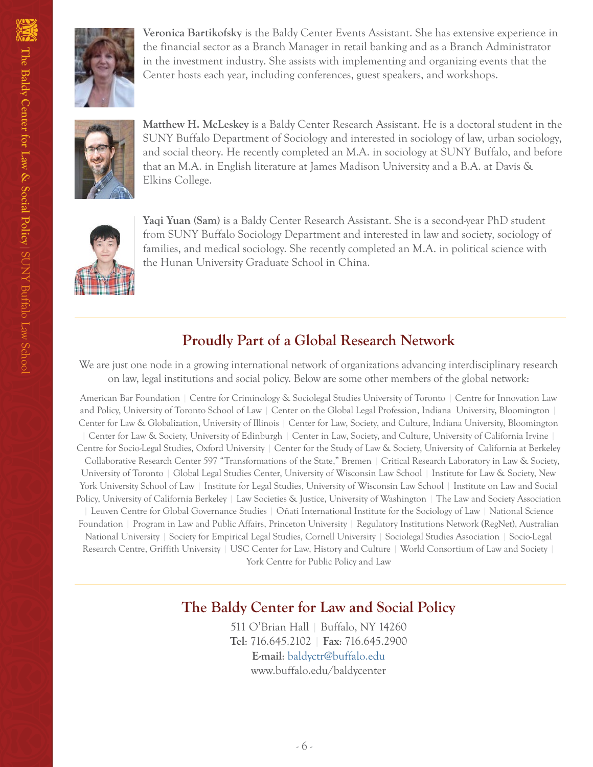**Veronica Bartikofsky** is the Baldy Center Events Assistant. She has extensive experience in the financial sector as a Branch Manager in retail banking and as a Branch Administrator in the investment industry. She assists with implementing and organizing events that the Center hosts each year, including conferences, guest speakers, and workshops.

**Matthew H. McLeskey** is a Baldy Center Research Assistant. He is a doctoral student in the SUNY Buffalo Department of Sociology and interested in sociology of law, urban sociology, and social theory. He recently completed an M.A. in sociology at SUNY Buffalo, and before that an M.A. in English literature at James Madison University and a B.A. at Davis & Elkins College.

**Yaqi Yuan (Sam)** is a Baldy Center Research Assistant. She is a second-year PhD student from SUNY Buffalo Sociology Department and interested in law and society, sociology of families, and medical sociology. She recently completed an M.A. in political science with the Hunan University Graduate School in China.

## Proudly Part of a Global Research Network

We are just one node in a growing international network of organizations advancing interdisciplinary research on law, legal institutions and social policy. Below are some other members of the global network:

American Bar Foundation | Centre for Criminology & Sociolegal Studies University of Toronto | Centre for Innovation Law and Policy, University of Toronto School of Law | Center on the Global Legal Profession, Indiana University, Bloomington | Center for Law & Globalization, University of Illinois | Center for Law, Society, and Culture, Indiana University, Bloomington | Center for Law & Society, University of Edinburgh | Center in Law, Society, and Culture, University of California Irvine | Centre for Socio-Legal Studies, Oxford University | Center for the Study of Law & Society, University of California at Berkeley | Collaborative Research Center 597 "Transformations of the State," Bremen | Critical Research Laboratory in Law & Society, University of Toronto | Global Legal Studies Center, University of Wisconsin Law School | Institute for Law & Society, New York University School of Law | Institute for Legal Studies, University of Wisconsin Law School | Institute on Law and Social Policy, University of California Berkeley | Law Societies & Justice, University of Washington | The Law and Society Association | Leuven Centre for Global Governance Studies | Oñati International Institute for the Sociology of Law | National Science Foundation | Program in Law and Public Affairs, Princeton University | Regulatory Institutions Network (RegNet), Australian National University | Society for Empirical Legal Studies, Cornell University | Sociolegal Studies Association | Socio-Legal Research Centre, Griffith University | USC Center for Law, History and Culture | World Consortium of Law and Society | York Centre for Public Policy and Law

## The Baldy Center for Law and Social Policy

511 O'Brian Hall | Buffalo, NY 14260
**Tel**: 716.645.2102 | **Fax**: 716.645.2900
**E-mail**: baldyctr@buffalo.edu
www.buffalo.edu/baldycenter